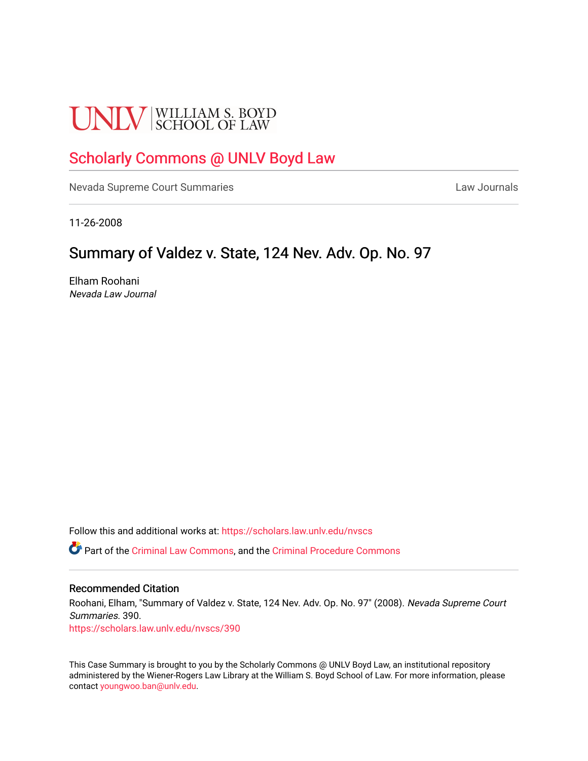UNLV | WILLIAM S. BOYD SCHOOL OF LAW

# Scholarly Commons @ UNLV Boyd Law

Nevada Supreme Court Summaries

Law Journals

11-26-2008

## Summary of Valdez v. State, 124 Nev. Adv. Op. No. 97

Elham Roohani
*Nevada Law Journal*

Follow this and additional works at: https://scholars.law.unlv.edu/nvscs

Part of the Criminal Law Commons, and the Criminal Procedure Commons

### Recommended Citation

Roohani, Elham, "Summary of Valdez v. State, 124 Nev. Adv. Op. No. 97" (2008). *Nevada Supreme Court Summaries*. 390.
https://scholars.law.unlv.edu/nvscs/390

This Case Summary is brought to you by the Scholarly Commons @ UNLV Boyd Law, an institutional repository administered by the Wiener-Rogers Law Library at the William S. Boyd School of Law. For more information, please contact youngwoo.ban@unlv.edu.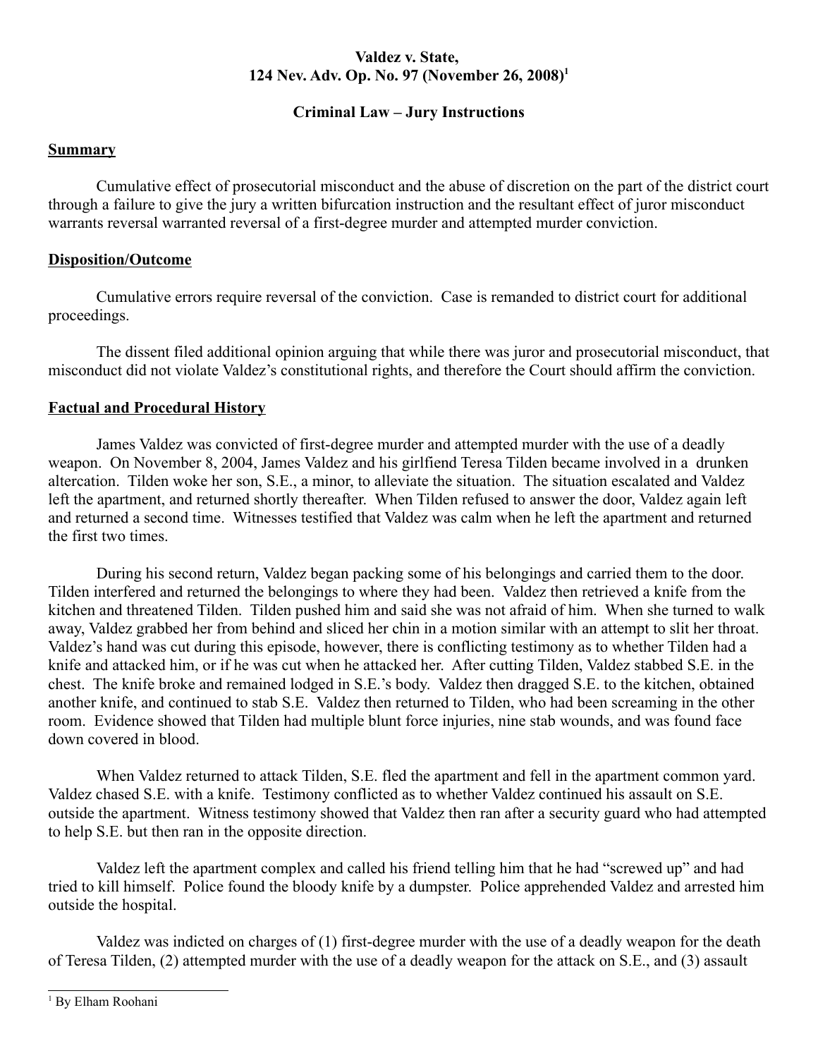**Valdez v. State,**
**124 Nev. Adv. Op. No. 97 (November 26, 2008)[1]**

**Criminal Law – Jury Instructions**

## Summary

Cumulative effect of prosecutorial misconduct and the abuse of discretion on the part of the district court through a failure to give the jury a written bifurcation instruction and the resultant effect of juror misconduct warrants reversal warranted reversal of a first-degree murder and attempted murder conviction.

## Disposition/Outcome

Cumulative errors require reversal of the conviction. Case is remanded to district court for additional proceedings.

The dissent filed additional opinion arguing that while there was juror and prosecutorial misconduct, that misconduct did not violate Valdez's constitutional rights, and therefore the Court should affirm the conviction.

## Factual and Procedural History

James Valdez was convicted of first-degree murder and attempted murder with the use of a deadly weapon. On November 8, 2004, James Valdez and his girlfiend Teresa Tilden became involved in a drunken altercation. Tilden woke her son, S.E., a minor, to alleviate the situation. The situation escalated and Valdez left the apartment, and returned shortly thereafter. When Tilden refused to answer the door, Valdez again left and returned a second time. Witnesses testified that Valdez was calm when he left the apartment and returned the first two times.

During his second return, Valdez began packing some of his belongings and carried them to the door. Tilden interfered and returned the belongings to where they had been. Valdez then retrieved a knife from the kitchen and threatened Tilden. Tilden pushed him and said she was not afraid of him. When she turned to walk away, Valdez grabbed her from behind and sliced her chin in a motion similar with an attempt to slit her throat. Valdez's hand was cut during this episode, however, there is conflicting testimony as to whether Tilden had a knife and attacked him, or if he was cut when he attacked her. After cutting Tilden, Valdez stabbed S.E. in the chest. The knife broke and remained lodged in S.E.'s body. Valdez then dragged S.E. to the kitchen, obtained another knife, and continued to stab S.E. Valdez then returned to Tilden, who had been screaming in the other room. Evidence showed that Tilden had multiple blunt force injuries, nine stab wounds, and was found face down covered in blood.

When Valdez returned to attack Tilden, S.E. fled the apartment and fell in the apartment common yard. Valdez chased S.E. with a knife. Testimony conflicted as to whether Valdez continued his assault on S.E. outside the apartment. Witness testimony showed that Valdez then ran after a security guard who had attempted to help S.E. but then ran in the opposite direction.

Valdez left the apartment complex and called his friend telling him that he had "screwed up" and had tried to kill himself. Police found the bloody knife by a dumpster. Police apprehended Valdez and arrested him outside the hospital.

Valdez was indicted on charges of (1) first-degree murder with the use of a deadly weapon for the death of Teresa Tilden, (2) attempted murder with the use of a deadly weapon for the attack on S.E., and (3) assault

---

[1] By Elham Roohani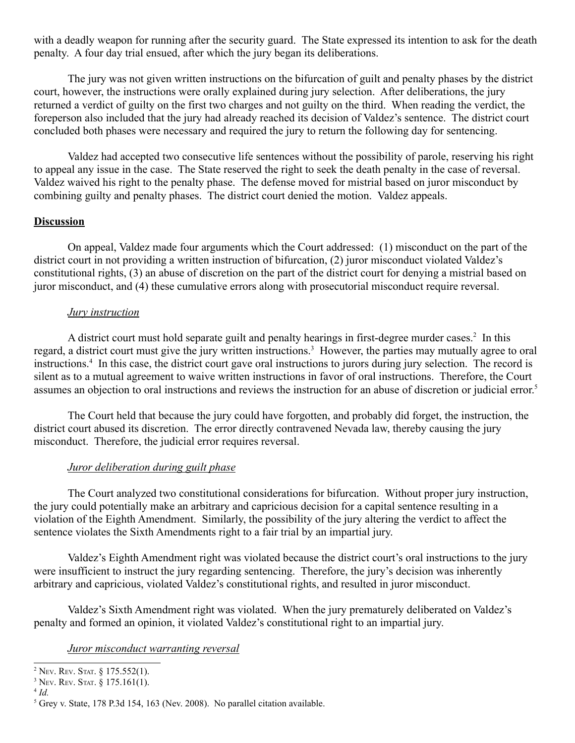with a deadly weapon for running after the security guard. The State expressed its intention to ask for the death penalty. A four day trial ensued, after which the jury began its deliberations.

The jury was not given written instructions on the bifurcation of guilt and penalty phases by the district court, however, the instructions were orally explained during jury selection. After deliberations, the jury returned a verdict of guilty on the first two charges and not guilty on the third. When reading the verdict, the foreperson also included that the jury had already reached its decision of Valdez's sentence. The district court concluded both phases were necessary and required the jury to return the following day for sentencing.

Valdez had accepted two consecutive life sentences without the possibility of parole, reserving his right to appeal any issue in the case. The State reserved the right to seek the death penalty in the case of reversal. Valdez waived his right to the penalty phase. The defense moved for mistrial based on juror misconduct by combining guilty and penalty phases. The district court denied the motion. Valdez appeals.

## **Discussion**

On appeal, Valdez made four arguments which the Court addressed: (1) misconduct on the part of the district court in not providing a written instruction of bifurcation, (2) juror misconduct violated Valdez's constitutional rights, (3) an abuse of discretion on the part of the district court for denying a mistrial based on juror misconduct, and (4) these cumulative errors along with prosecutorial misconduct require reversal.

### *Jury instruction*

A district court must hold separate guilt and penalty hearings in first-degree murder cases.[2] In this regard, a district court must give the jury written instructions.[3] However, the parties may mutually agree to oral instructions.[4] In this case, the district court gave oral instructions to jurors during jury selection. The record is silent as to a mutual agreement to waive written instructions in favor of oral instructions. Therefore, the Court assumes an objection to oral instructions and reviews the instruction for an abuse of discretion or judicial error.[5]

The Court held that because the jury could have forgotten, and probably did forget, the instruction, the district court abused its discretion. The error directly contravened Nevada law, thereby causing the jury misconduct. Therefore, the judicial error requires reversal.

### *Juror deliberation during guilt phase*

The Court analyzed two constitutional considerations for bifurcation. Without proper jury instruction, the jury could potentially make an arbitrary and capricious decision for a capital sentence resulting in a violation of the Eighth Amendment. Similarly, the possibility of the jury altering the verdict to affect the sentence violates the Sixth Amendments right to a fair trial by an impartial jury.

Valdez's Eighth Amendment right was violated because the district court's oral instructions to the jury were insufficient to instruct the jury regarding sentencing. Therefore, the jury's decision was inherently arbitrary and capricious, violated Valdez's constitutional rights, and resulted in juror misconduct.

Valdez's Sixth Amendment right was violated. When the jury prematurely deliberated on Valdez's penalty and formed an opinion, it violated Valdez's constitutional right to an impartial jury.

### *Juror misconduct warranting reversal*

---

[2] Nev. Rev. Stat. § 175.552(1).

[3] Nev. Rev. Stat. § 175.161(1).

[4] *Id.*

[5] Grey v. State, 178 P.3d 154, 163 (Nev. 2008). No parallel citation available.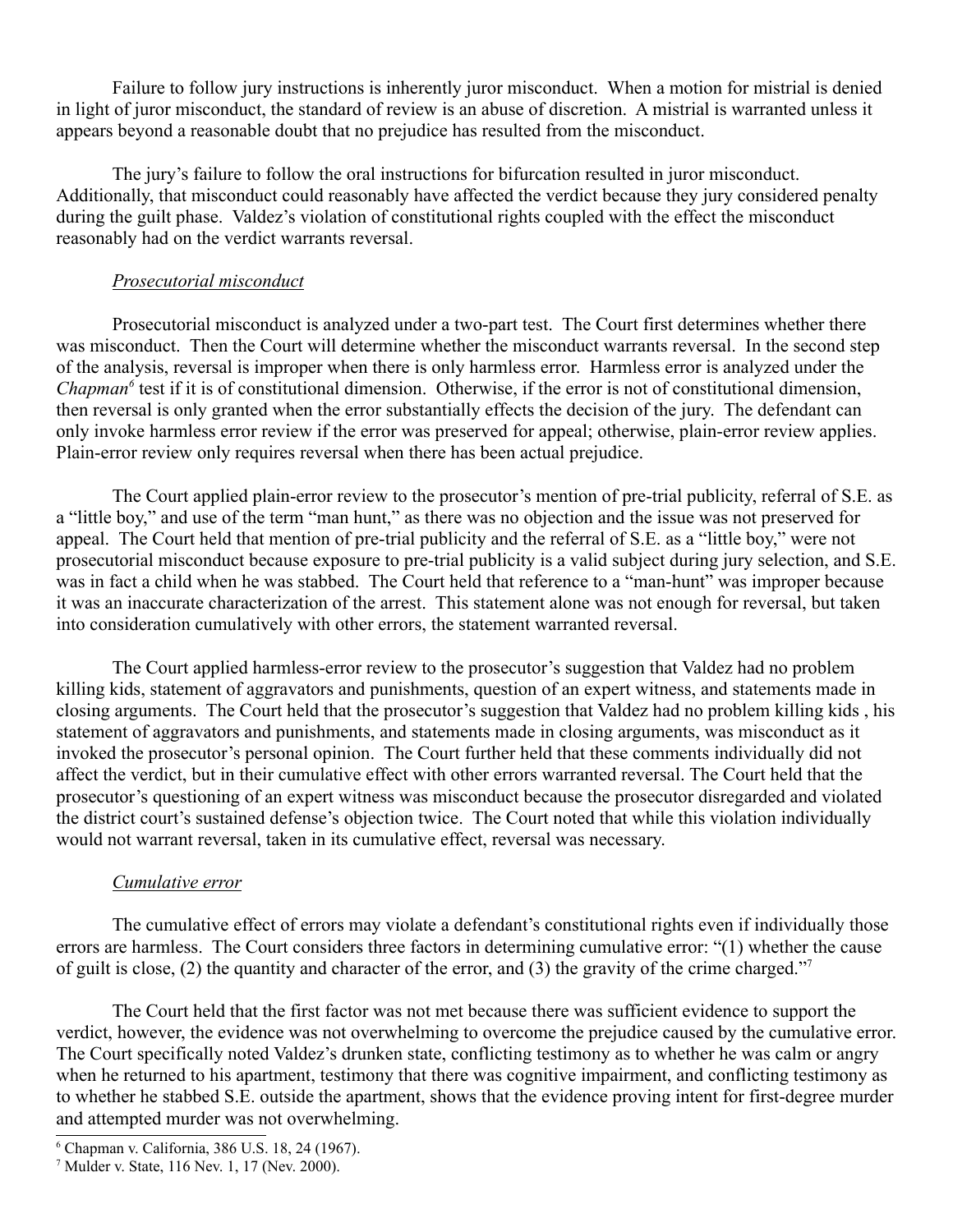Failure to follow jury instructions is inherently juror misconduct. When a motion for mistrial is denied in light of juror misconduct, the standard of review is an abuse of discretion. A mistrial is warranted unless it appears beyond a reasonable doubt that no prejudice has resulted from the misconduct.

The jury's failure to follow the oral instructions for bifurcation resulted in juror misconduct. Additionally, that misconduct could reasonably have affected the verdict because they jury considered penalty during the guilt phase. Valdez's violation of constitutional rights coupled with the effect the misconduct reasonably had on the verdict warrants reversal.

*Prosecutorial misconduct*

Prosecutorial misconduct is analyzed under a two-part test. The Court first determines whether there was misconduct. Then the Court will determine whether the misconduct warrants reversal. In the second step of the analysis, reversal is improper when there is only harmless error. Harmless error is analyzed under the *Chapman*[6] test if it is of constitutional dimension. Otherwise, if the error is not of constitutional dimension, then reversal is only granted when the error substantially effects the decision of the jury. The defendant can only invoke harmless error review if the error was preserved for appeal; otherwise, plain-error review applies. Plain-error review only requires reversal when there has been actual prejudice.

The Court applied plain-error review to the prosecutor's mention of pre-trial publicity, referral of S.E. as a "little boy," and use of the term "man hunt," as there was no objection and the issue was not preserved for appeal. The Court held that mention of pre-trial publicity and the referral of S.E. as a "little boy," were not prosecutorial misconduct because exposure to pre-trial publicity is a valid subject during jury selection, and S.E. was in fact a child when he was stabbed. The Court held that reference to a "man-hunt" was improper because it was an inaccurate characterization of the arrest. This statement alone was not enough for reversal, but taken into consideration cumulatively with other errors, the statement warranted reversal.

The Court applied harmless-error review to the prosecutor's suggestion that Valdez had no problem killing kids, statement of aggravators and punishments, question of an expert witness, and statements made in closing arguments. The Court held that the prosecutor's suggestion that Valdez had no problem killing kids , his statement of aggravators and punishments, and statements made in closing arguments, was misconduct as it invoked the prosecutor's personal opinion. The Court further held that these comments individually did not affect the verdict, but in their cumulative effect with other errors warranted reversal. The Court held that the prosecutor's questioning of an expert witness was misconduct because the prosecutor disregarded and violated the district court's sustained defense's objection twice. The Court noted that while this violation individually would not warrant reversal, taken in its cumulative effect, reversal was necessary.

*Cumulative error*

The cumulative effect of errors may violate a defendant's constitutional rights even if individually those errors are harmless. The Court considers three factors in determining cumulative error: "(1) whether the cause of guilt is close, (2) the quantity and character of the error, and (3) the gravity of the crime charged."[7]

The Court held that the first factor was not met because there was sufficient evidence to support the verdict, however, the evidence was not overwhelming to overcome the prejudice caused by the cumulative error. The Court specifically noted Valdez's drunken state, conflicting testimony as to whether he was calm or angry when he returned to his apartment, testimony that there was cognitive impairment, and conflicting testimony as to whether he stabbed S.E. outside the apartment, shows that the evidence proving intent for first-degree murder and attempted murder was not overwhelming.

---

[6] Chapman v. California, 386 U.S. 18, 24 (1967).

[7] Mulder v. State, 116 Nev. 1, 17 (Nev. 2000).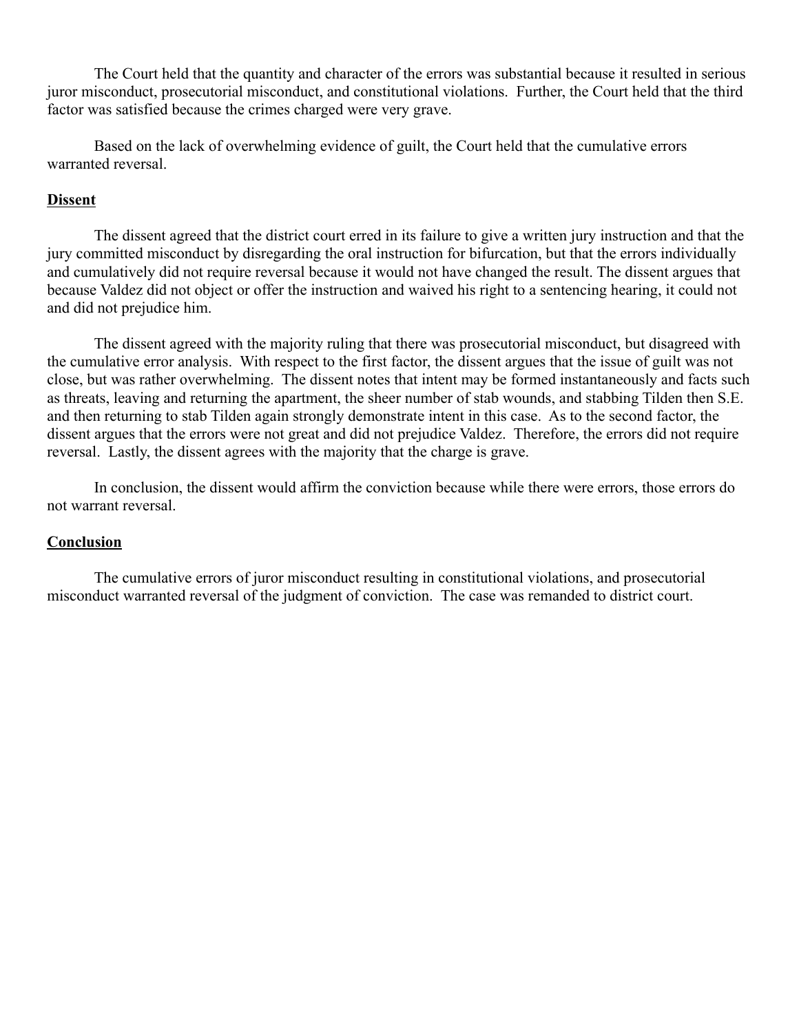The Court held that the quantity and character of the errors was substantial because it resulted in serious juror misconduct, prosecutorial misconduct, and constitutional violations. Further, the Court held that the third factor was satisfied because the crimes charged were very grave.

Based on the lack of overwhelming evidence of guilt, the Court held that the cumulative errors warranted reversal.

## Dissent

The dissent agreed that the district court erred in its failure to give a written jury instruction and that the jury committed misconduct by disregarding the oral instruction for bifurcation, but that the errors individually and cumulatively did not require reversal because it would not have changed the result. The dissent argues that because Valdez did not object or offer the instruction and waived his right to a sentencing hearing, it could not and did not prejudice him.

The dissent agreed with the majority ruling that there was prosecutorial misconduct, but disagreed with the cumulative error analysis. With respect to the first factor, the dissent argues that the issue of guilt was not close, but was rather overwhelming. The dissent notes that intent may be formed instantaneously and facts such as threats, leaving and returning the apartment, the sheer number of stab wounds, and stabbing Tilden then S.E. and then returning to stab Tilden again strongly demonstrate intent in this case. As to the second factor, the dissent argues that the errors were not great and did not prejudice Valdez. Therefore, the errors did not require reversal. Lastly, the dissent agrees with the majority that the charge is grave.

In conclusion, the dissent would affirm the conviction because while there were errors, those errors do not warrant reversal.

## Conclusion

The cumulative errors of juror misconduct resulting in constitutional violations, and prosecutorial misconduct warranted reversal of the judgment of conviction. The case was remanded to district court.